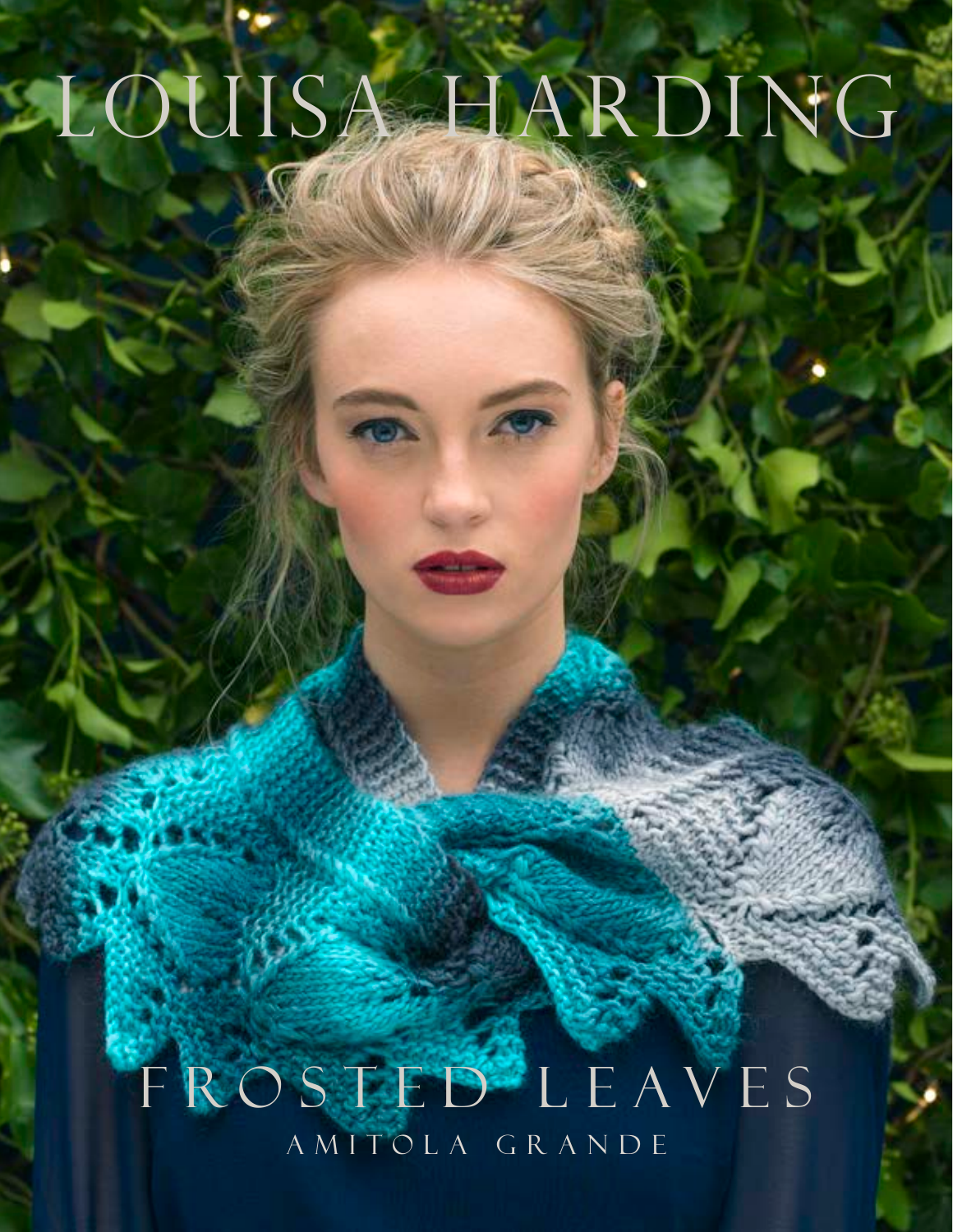# LOUISA HARDING

## FROSTED LEAVES

AMITOLA GRANDE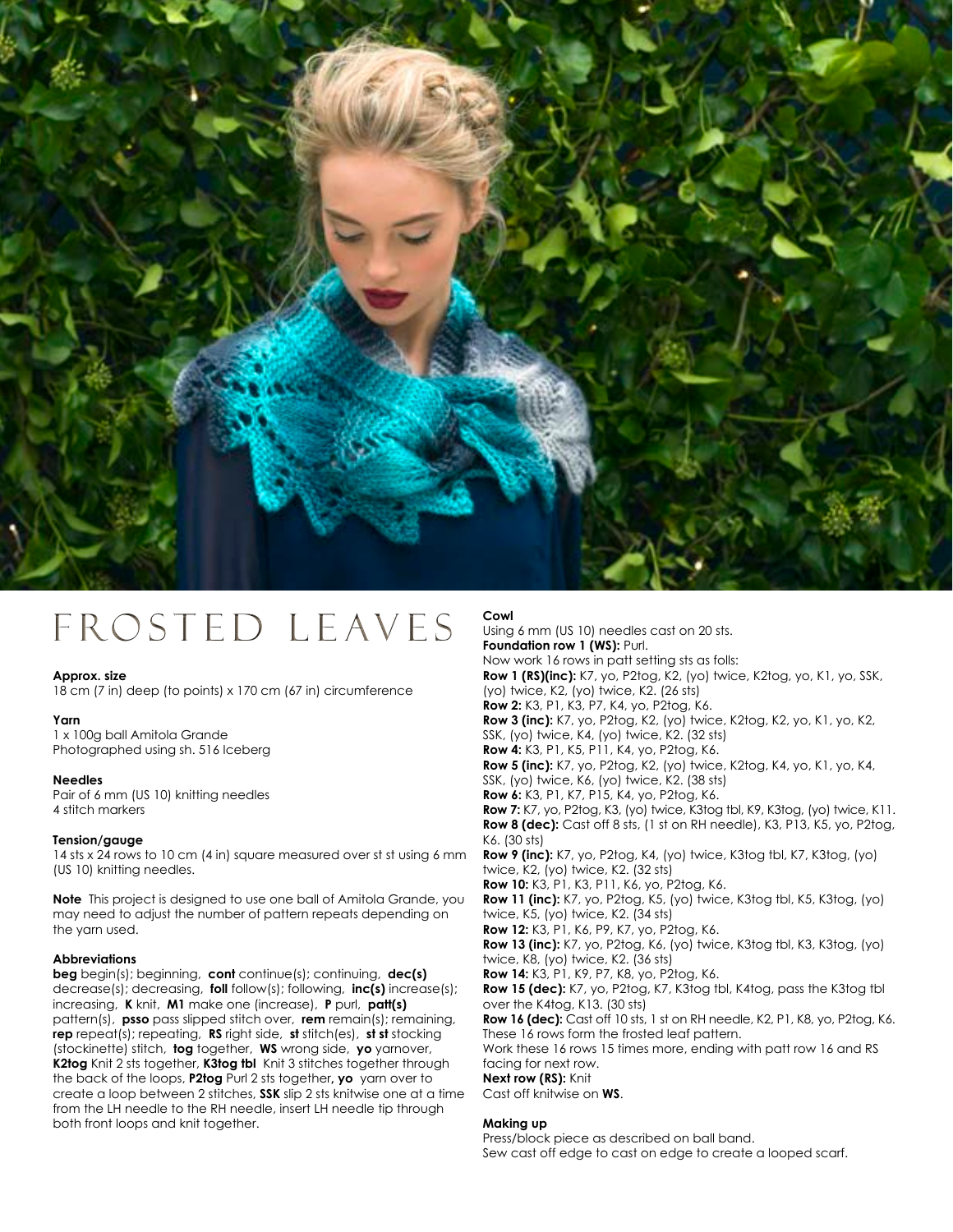# FROSTED LEAVES

**Approx. size**
18 cm (7 in) deep (to points) x 170 cm (67 in) circumference

**Yarn**
1 x 100g ball Amitola Grande
Photographed using sh. 516 Iceberg

**Needles**
Pair of 6 mm (US 10) knitting needles
4 stitch markers

**Tension/gauge**
14 sts x 24 rows to 10 cm (4 in) square measured over st st using 6 mm (US 10) knitting needles.

**Note** This project is designed to use one ball of Amitola Grande, you may need to adjust the number of pattern repeats depending on the yarn used.

**Abbreviations**
**beg** begin(s); beginning, **cont** continue(s); continuing, **dec(s)** decrease(s); decreasing, **foll** follow(s); following, **inc(s)** increase(s); increasing, **K** knit, **M1** make one (increase), **P** purl, **patt(s)** pattern(s), **psso** pass slipped stitch over, **rem** remain(s); remaining, **rep** repeat(s); repeating, **RS** right side, **st** stitch(es), **st st** stocking (stockinette) stitch, **tog** together, **WS** wrong side, **yo** yarnover, **K2tog** Knit 2 sts together, **K3tog tbl** Knit 3 stitches together through the back of the loops, **P2tog** Purl 2 sts together**, yo** yarn over to create a loop between 2 stitches, **SSK** slip 2 sts knitwise one at a time from the LH needle to the RH needle, insert LH needle tip through both front loops and knit together.

**Cowl**
Using 6 mm (US 10) needles cast on 20 sts.
**Foundation row 1 (WS):** Purl.
Now work 16 rows in patt setting sts as folls:
**Row 1 (RS)(inc):** K7, yo, P2tog, K2, (yo) twice, K2tog, yo, K1, yo, SSK, (yo) twice, K2, (yo) twice, K2. (26 sts)
**Row 2:** K3, P1, K3, P7, K4, yo, P2tog, K6.
**Row 3 (inc):** K7, yo, P2tog, K2, (yo) twice, K2tog, K2, yo, K1, yo, K2, SSK, (yo) twice, K4, (yo) twice, K2. (32 sts)
**Row 4:** K3, P1, K5, P11, K4, yo, P2tog, K6.
**Row 5 (inc):** K7, yo, P2tog, K2, (yo) twice, K2tog, K4, yo, K1, yo, K4, SSK, (yo) twice, K6, (yo) twice, K2. (38 sts)
**Row 6:** K3, P1, K7, P15, K4, yo, P2tog, K6.
**Row 7:** K7, yo, P2tog, K3, (yo) twice, K3tog tbl, K9, K3tog, (yo) twice, K11.
**Row 8 (dec):** Cast off 8 sts, (1 st on RH needle), K3, P13, K5, yo, P2tog, K6. (30 sts)
**Row 9 (inc):** K7, yo, P2tog, K4, (yo) twice, K3tog tbl, K7, K3tog, (yo) twice, K2, (yo) twice, K2. (32 sts)
**Row 10:** K3, P1, K3, P11, K6, yo, P2tog, K6.
**Row 11 (inc):** K7, yo, P2tog, K5, (yo) twice, K3tog tbl, K5, K3tog, (yo) twice, K5, (yo) twice, K2. (34 sts)
**Row 12:** K3, P1, K6, P9, K7, yo, P2tog, K6.
**Row 13 (inc):** K7, yo, P2tog, K6, (yo) twice, K3tog tbl, K3, K3tog, (yo) twice, K8, (yo) twice, K2. (36 sts)
**Row 14:** K3, P1, K9, P7, K8, yo, P2tog, K6.
**Row 15 (dec):** K7, yo, P2tog, K7, K3tog tbl, K4tog, pass the K3tog tbl over the K4tog, K13. (30 sts)
**Row 16 (dec):** Cast off 10 sts, 1 st on RH needle, K2, P1, K8, yo, P2tog, K6.
These 16 rows form the frosted leaf pattern.
Work these 16 rows 15 times more, ending with patt row 16 and RS facing for next row.
**Next row (RS):** Knit
Cast off knitwise on **WS**.

**Making up**
Press/block piece as described on ball band.
Sew cast off edge to cast on edge to create a looped scarf.